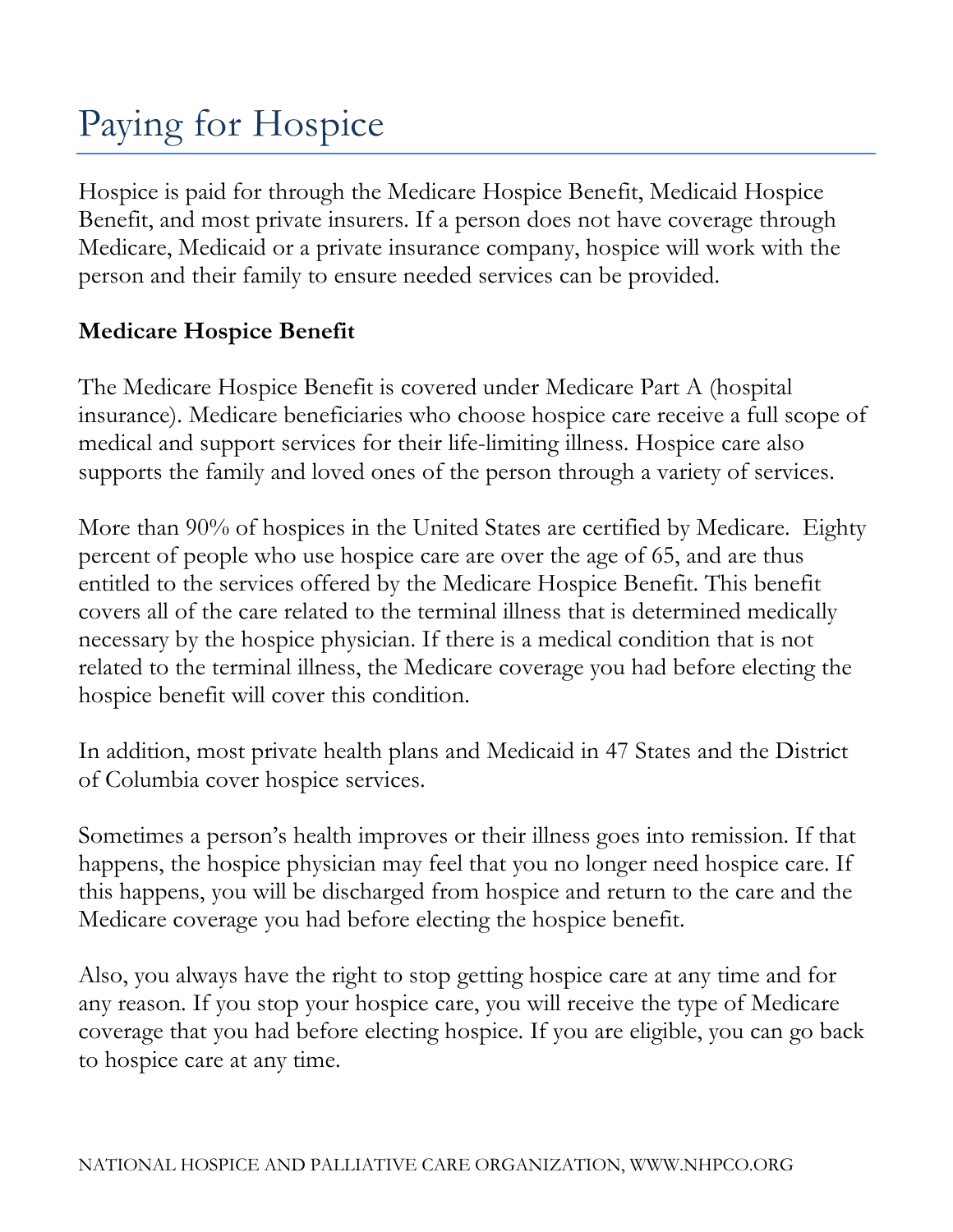# Paying for Hospice

Hospice is paid for through the Medicare Hospice Benefit, Medicaid Hospice Benefit, and most private insurers. If a person does not have coverage through Medicare, Medicaid or a private insurance company, hospice will work with the person and their family to ensure needed services can be provided.

**Medicare Hospice Benefit**

The Medicare Hospice Benefit is covered under Medicare Part A (hospital insurance). Medicare beneficiaries who choose hospice care receive a full scope of medical and support services for their life-limiting illness. Hospice care also supports the family and loved ones of the person through a variety of services.

More than 90% of hospices in the United States are certified by Medicare. Eighty percent of people who use hospice care are over the age of 65, and are thus entitled to the services offered by the Medicare Hospice Benefit. This benefit covers all of the care related to the terminal illness that is determined medically necessary by the hospice physician. If there is a medical condition that is not related to the terminal illness, the Medicare coverage you had before electing the hospice benefit will cover this condition.

In addition, most private health plans and Medicaid in 47 States and the District of Columbia cover hospice services.

Sometimes a person's health improves or their illness goes into remission. If that happens, the hospice physician may feel that you no longer need hospice care. If this happens, you will be discharged from hospice and return to the care and the Medicare coverage you had before electing the hospice benefit.

Also, you always have the right to stop getting hospice care at any time and for any reason. If you stop your hospice care, you will receive the type of Medicare coverage that you had before electing hospice. If you are eligible, you can go back to hospice care at any time.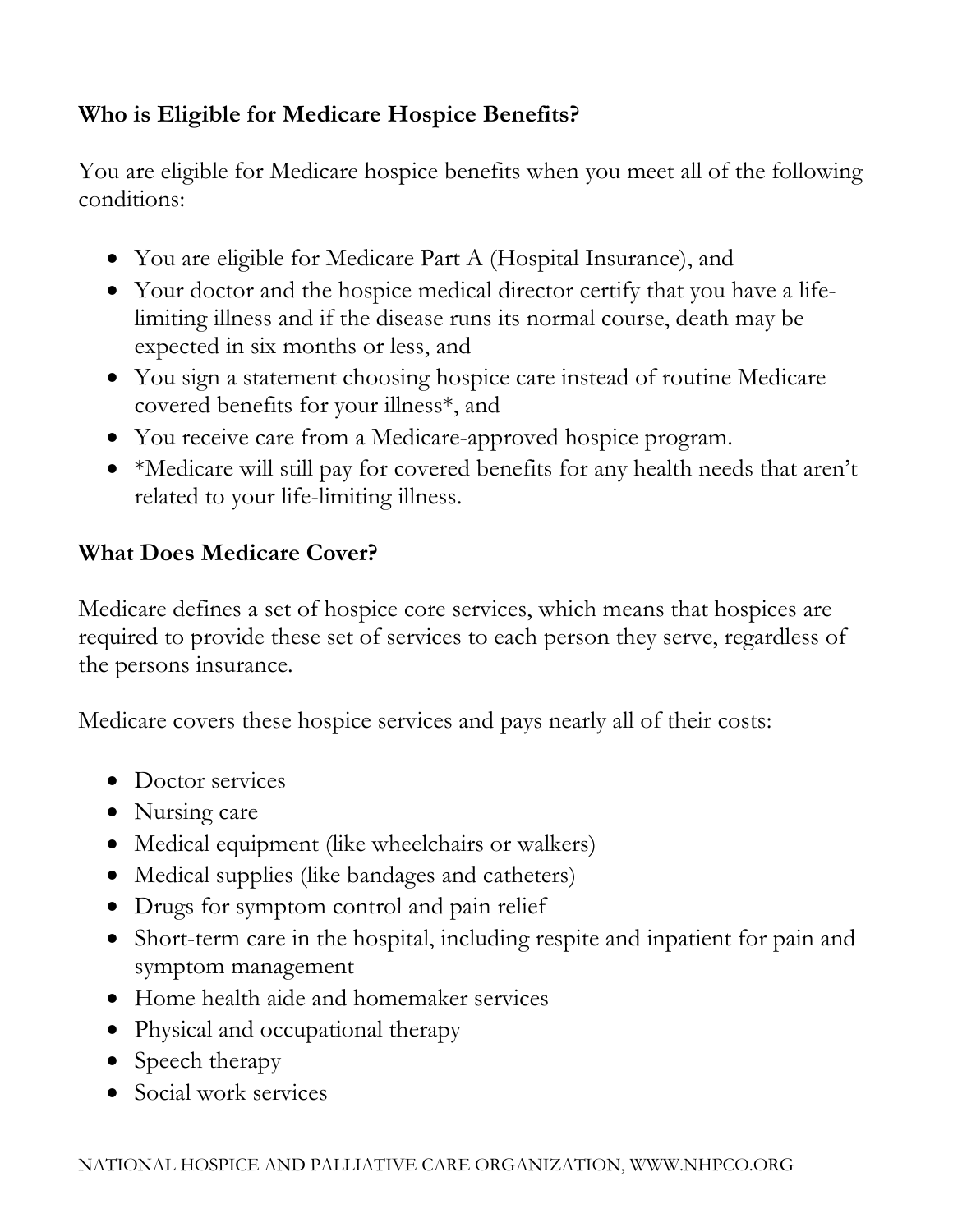## Who is Eligible for Medicare Hospice Benefits?

You are eligible for Medicare hospice benefits when you meet all of the following conditions:

- You are eligible for Medicare Part A (Hospital Insurance), and
- Your doctor and the hospice medical director certify that you have a life-limiting illness and if the disease runs its normal course, death may be expected in six months or less, and
- You sign a statement choosing hospice care instead of routine Medicare covered benefits for your illness*, and
- You receive care from a Medicare-approved hospice program.
- *Medicare will still pay for covered benefits for any health needs that aren't related to your life-limiting illness.

## What Does Medicare Cover?

Medicare defines a set of hospice core services, which means that hospices are required to provide these set of services to each person they serve, regardless of the persons insurance.

Medicare covers these hospice services and pays nearly all of their costs:

- Doctor services
- Nursing care
- Medical equipment (like wheelchairs or walkers)
- Medical supplies (like bandages and catheters)
- Drugs for symptom control and pain relief
- Short-term care in the hospital, including respite and inpatient for pain and symptom management
- Home health aide and homemaker services
- Physical and occupational therapy
- Speech therapy
- Social work services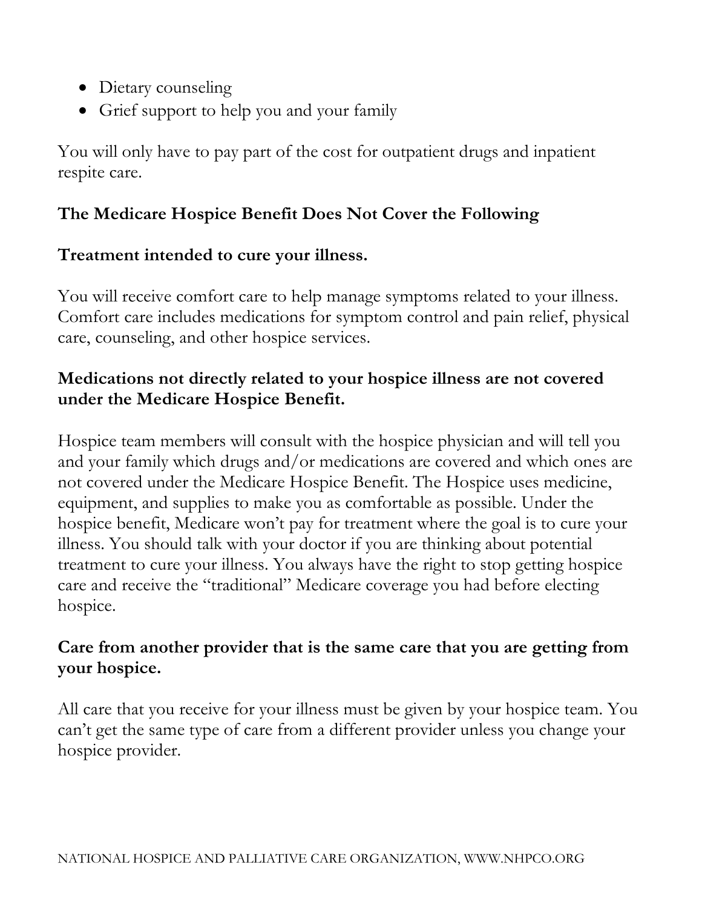- Dietary counseling
- Grief support to help you and your family

You will only have to pay part of the cost for outpatient drugs and inpatient respite care.

## The Medicare Hospice Benefit Does Not Cover the Following

### Treatment intended to cure your illness.

You will receive comfort care to help manage symptoms related to your illness. Comfort care includes medications for symptom control and pain relief, physical care, counseling, and other hospice services.

### Medications not directly related to your hospice illness are not covered under the Medicare Hospice Benefit.

Hospice team members will consult with the hospice physician and will tell you and your family which drugs and/or medications are covered and which ones are not covered under the Medicare Hospice Benefit. The Hospice uses medicine, equipment, and supplies to make you as comfortable as possible. Under the hospice benefit, Medicare won't pay for treatment where the goal is to cure your illness. You should talk with your doctor if you are thinking about potential treatment to cure your illness. You always have the right to stop getting hospice care and receive the "traditional" Medicare coverage you had before electing hospice.

### Care from another provider that is the same care that you are getting from your hospice.

All care that you receive for your illness must be given by your hospice team. You can't get the same type of care from a different provider unless you change your hospice provider.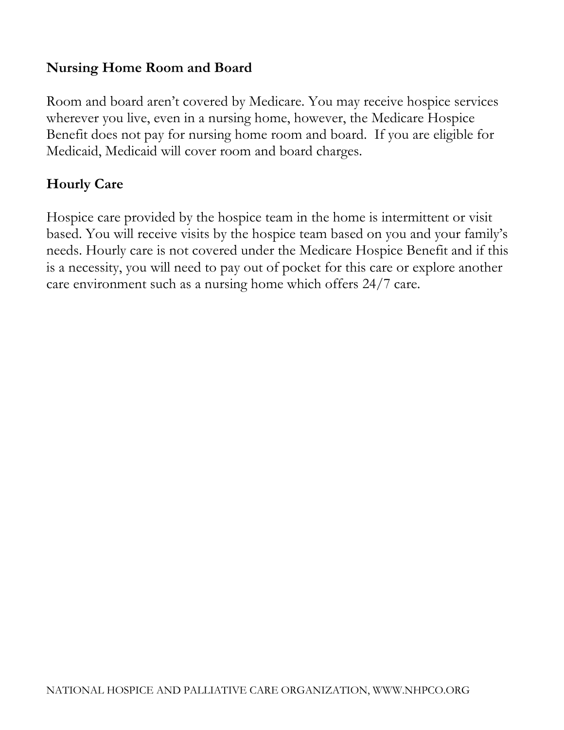**Nursing Home Room and Board**

Room and board aren't covered by Medicare. You may receive hospice services wherever you live, even in a nursing home, however, the Medicare Hospice Benefit does not pay for nursing home room and board. If you are eligible for Medicaid, Medicaid will cover room and board charges.

**Hourly Care**

Hospice care provided by the hospice team in the home is intermittent or visit based. You will receive visits by the hospice team based on you and your family's needs. Hourly care is not covered under the Medicare Hospice Benefit and if this is a necessity, you will need to pay out of pocket for this care or explore another care environment such as a nursing home which offers 24/7 care.